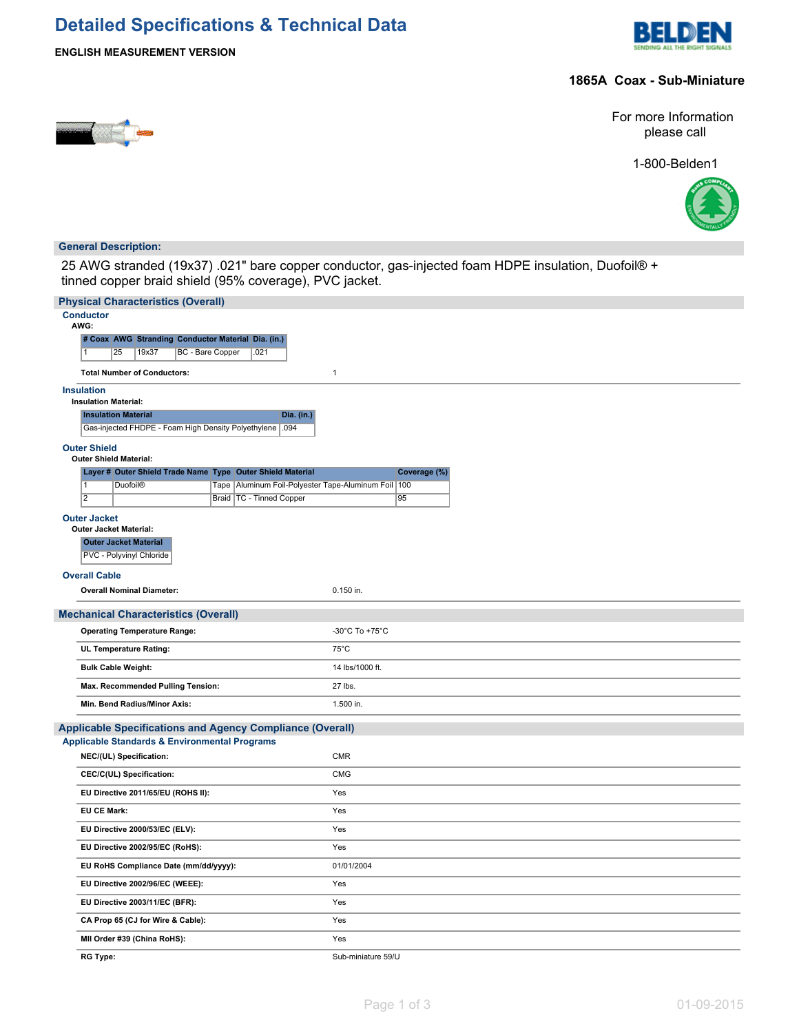# Detailed Specifications & Technical Data

**ENGLISH MEASUREMENT VERSION**

**1865A Coax - Sub-Miniature**

For more Information please call

1-800-Belden1

## General Description:

25 AWG stranded (19x37) .021" bare copper conductor, gas-injected foam HDPE insulation, Duofoil® + tinned copper braid shield (95% coverage), PVC jacket.

## Physical Characteristics (Overall)

### Conductor

**AWG:**

| # Coax | AWG | Stranding | Conductor Material | Dia. (in.) |
|---|---|---|---|---|
| 1 | 25 | 19x37 | BC - Bare Copper | .021 |

**Total Number of Conductors:** 1

### Insulation

**Insulation Material:**

| Insulation Material | Dia. (in.) |
|---|---|
| Gas-injected FHDPE - Foam High Density Polyethylene | .094 |

### Outer Shield

**Outer Shield Material:**

| Layer # | Outer Shield Trade Name | Type | Outer Shield Material | Coverage (%) |
|---|---|---|---|---|
| 1 | Duofoil® | Tape | Aluminum Foil-Polyester Tape-Aluminum Foil | 100 |
| 2 | | Braid | TC - Tinned Copper | 95 |

### Outer Jacket

**Outer Jacket Material:**

| Outer Jacket Material |
|---|
| PVC - Polyvinyl Chloride |

### Overall Cable

**Overall Nominal Diameter:** 0.150 in.

## Mechanical Characteristics (Overall)

| | |
|---|---|
| **Operating Temperature Range:** | -30°C To +75°C |
| **UL Temperature Rating:** | 75°C |
| **Bulk Cable Weight:** | 14 lbs/1000 ft. |
| **Max. Recommended Pulling Tension:** | 27 lbs. |
| **Min. Bend Radius/Minor Axis:** | 1.500 in. |

## Applicable Specifications and Agency Compliance (Overall)

### Applicable Standards & Environmental Programs

| | |
|---|---|
| **NEC/(UL) Specification:** | CMR |
| **CEC/C(UL) Specification:** | CMG |
| **EU Directive 2011/65/EU (ROHS II):** | Yes |
| **EU CE Mark:** | Yes |
| **EU Directive 2000/53/EC (ELV):** | Yes |
| **EU Directive 2002/95/EC (RoHS):** | Yes |
| **EU RoHS Compliance Date (mm/dd/yyyy):** | 01/01/2004 |
| **EU Directive 2002/96/EC (WEEE):** | Yes |
| **EU Directive 2003/11/EC (BFR):** | Yes |
| **CA Prop 65 (CJ for Wire & Cable):** | Yes |
| **MII Order #39 (China RoHS):** | Yes |
| **RG Type:** | Sub-miniature 59/U |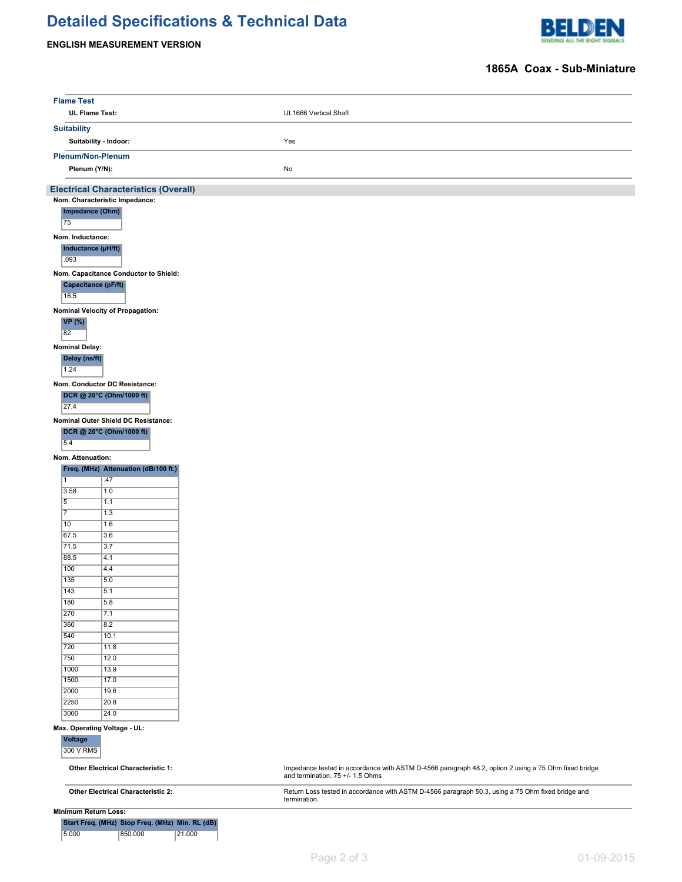# Detailed Specifications & Technical Data

**ENGLISH MEASUREMENT VERSION**

## 1865A Coax - Sub-Miniature

### Flame Test

| | |
|---|---|
| **UL Flame Test:** | UL1666 Vertical Shaft |

### Suitability

| | |
|---|---|
| **Suitability - Indoor:** | Yes |

### Plenum/Non-Plenum

| | |
|---|---|
| **Plenum (Y/N):** | No |

## Electrical Characteristics (Overall)

**Nom. Characteristic Impedance:**

| Impedance (Ohm) |
|---|
| 75 |

**Nom. Inductance:**

| Inductance (µH/ft) |
|---|
| .093 |

**Nom. Capacitance Conductor to Shield:**

| Capacitance (pF/ft) |
|---|
| 16.5 |

**Nominal Velocity of Propagation:**

| VP (%) |
|---|
| 82 |

**Nominal Delay:**

| Delay (ns/ft) |
|---|
| 1.24 |

**Nom. Conductor DC Resistance:**

| DCR @ 20°C (Ohm/1000 ft) |
|---|
| 27.4 |

**Nominal Outer Shield DC Resistance:**

| DCR @ 20°C (Ohm/1000 ft) |
|---|
| 5.4 |

**Nom. Attenuation:**

| Freq. (MHz) | Attenuation (dB/100 ft.) |
|---|---|
| 1 | .47 |
| 3.58 | 1.0 |
| 5 | 1.1 |
| 7 | 1.3 |
| 10 | 1.6 |
| 67.5 | 3.6 |
| 71.5 | 3.7 |
| 88.5 | 4.1 |
| 100 | 4.4 |
| 135 | 5.0 |
| 143 | 5.1 |
| 180 | 5.8 |
| 270 | 7.1 |
| 360 | 8.2 |
| 540 | 10.1 |
| 720 | 11.8 |
| 750 | 12.0 |
| 1000 | 13.9 |
| 1500 | 17.0 |
| 2000 | 19.6 |
| 2250 | 20.8 |
| 3000 | 24.0 |

**Max. Operating Voltage - UL:**

| Voltage |
|---|
| 300 V RMS |

| | |
|---|---|
| **Other Electrical Characteristic 1:** | Impedance tested in accordance with ASTM D-4566 paragraph 48.2, option 2 using a 75 Ohm fixed bridge and termination. 75 +/- 1.5 Ohms |
| **Other Electrical Characteristic 2:** | Return Loss tested in accordance with ASTM D-4566 paragraph 50.3, using a 75 Ohm fixed bridge and termination. |

**Minimum Return Loss:**

| Start Freq. (MHz) | Stop Freq. (MHz) | Min. RL (dB) |
|---|---|---|
| 5.000 | 850.000 | 21.000 |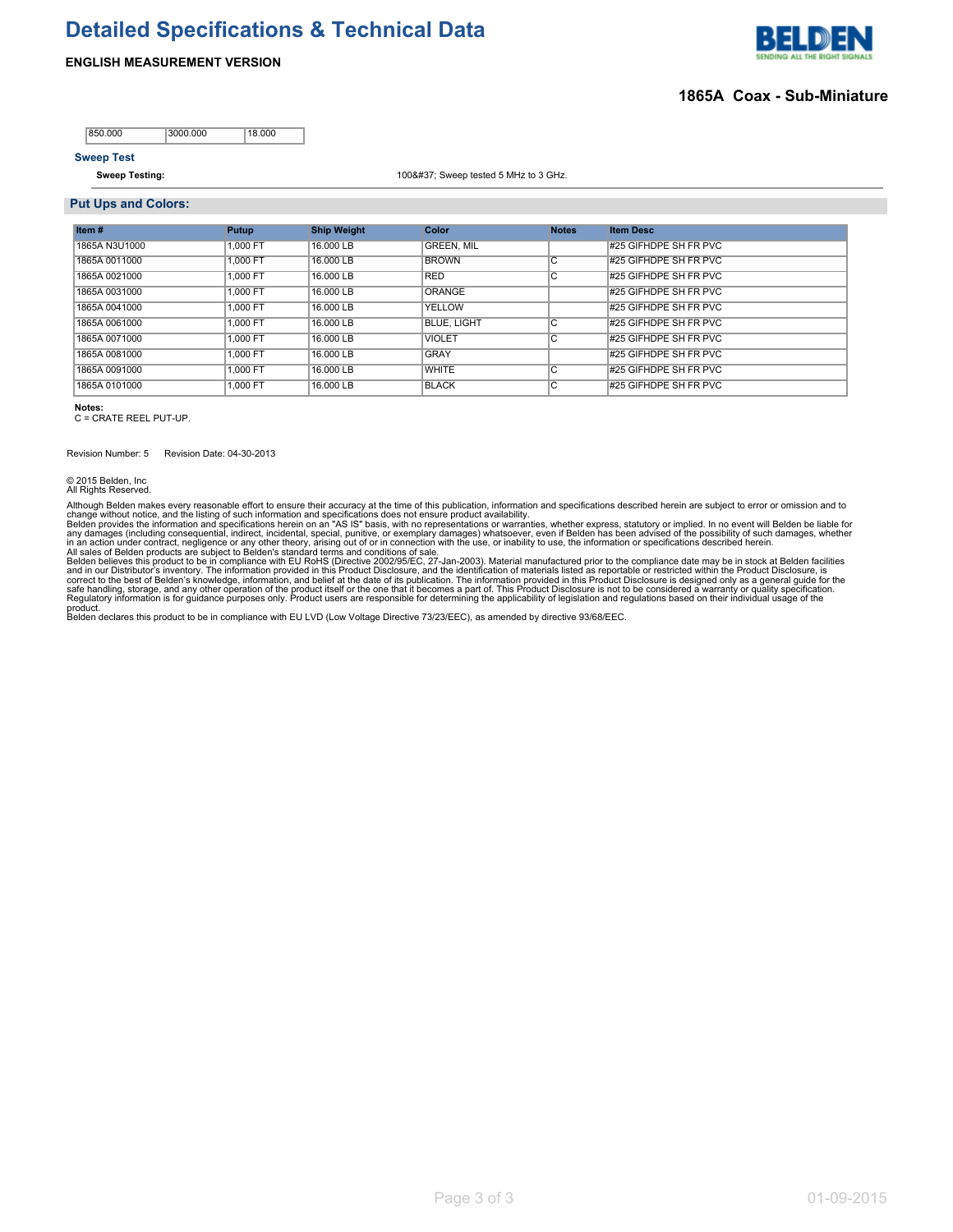| | | |
|---|---|---|
| 850.000 | 3000.000 | 18.000 |

### Sweep Test

**Sweep Testing:** 100&#37; Sweep tested 5 MHz to 3 GHz.

## Put Ups and Colors:

| Item # | Putup | Ship Weight | Color | Notes | Item Desc |
|---|---|---|---|---|---|
| 1865A N3U1000 | 1,000 FT | 16.000 LB | GREEN, MIL | | #25 GIFHDPE SH FR PVC |
| 1865A 0011000 | 1,000 FT | 16.000 LB | BROWN | C | #25 GIFHDPE SH FR PVC |
| 1865A 0021000 | 1,000 FT | 16.000 LB | RED | C | #25 GIFHDPE SH FR PVC |
| 1865A 0031000 | 1,000 FT | 16.000 LB | ORANGE | | #25 GIFHDPE SH FR PVC |
| 1865A 0041000 | 1,000 FT | 16.000 LB | YELLOW | | #25 GIFHDPE SH FR PVC |
| 1865A 0061000 | 1,000 FT | 16.000 LB | BLUE, LIGHT | C | #25 GIFHDPE SH FR PVC |
| 1865A 0071000 | 1,000 FT | 16.000 LB | VIOLET | C | #25 GIFHDPE SH FR PVC |
| 1865A 0081000 | 1,000 FT | 16.000 LB | GRAY | | #25 GIFHDPE SH FR PVC |
| 1865A 0091000 | 1,000 FT | 16.000 LB | WHITE | C | #25 GIFHDPE SH FR PVC |
| 1865A 0101000 | 1,000 FT | 16.000 LB | BLACK | C | #25 GIFHDPE SH FR PVC |

**Notes:**
C = CRATE REEL PUT-UP.

Revision Number: 5 Revision Date: 04-30-2013

© 2015 Belden, Inc
All Rights Reserved.

Although Belden makes every reasonable effort to ensure their accuracy at the time of this publication, information and specifications described herein are subject to error or omission and to change without notice, and the listing of such information and specifications does not ensure product availability.
Belden provides the information and specifications herein on an "AS IS" basis, with no representations or warranties, whether express, statutory or implied. In no event will Belden be liable for any damages (including consequential, indirect, incidental, special, punitive, or exemplary damages) whatsoever, even if Belden has been advised of the possibility of such damages, whether in an action under contract, negligence or any other theory, arising out of or in connection with the use, or inability to use, the information or specifications described herein.
All sales of Belden products are subject to Belden's standard terms and conditions of sale.
Belden believes this product to be in compliance with EU RoHS (Directive 2002/95/EC, 27-Jan-2003). Material manufactured prior to the compliance date may be in stock at Belden facilities and in our Distributor's inventory. The information provided in this Product Disclosure, and the identification of materials listed as reportable or restricted within the Product Disclosure, is correct to the best of Belden's knowledge, information, and belief at the date of its publication. The information provided in this Product Disclosure is designed only as a general guide for the safe handling, storage, and any other operation of the product itself or the one that it becomes a part of. This Product Disclosure is not to be considered a warranty or quality specification. Regulatory information is for guidance purposes only. Product users are responsible for determining the applicability of legislation and regulations based on their individual usage of the product.
Belden declares this product to be in compliance with EU LVD (Low Voltage Directive 73/23/EEC), as amended by directive 93/68/EEC.